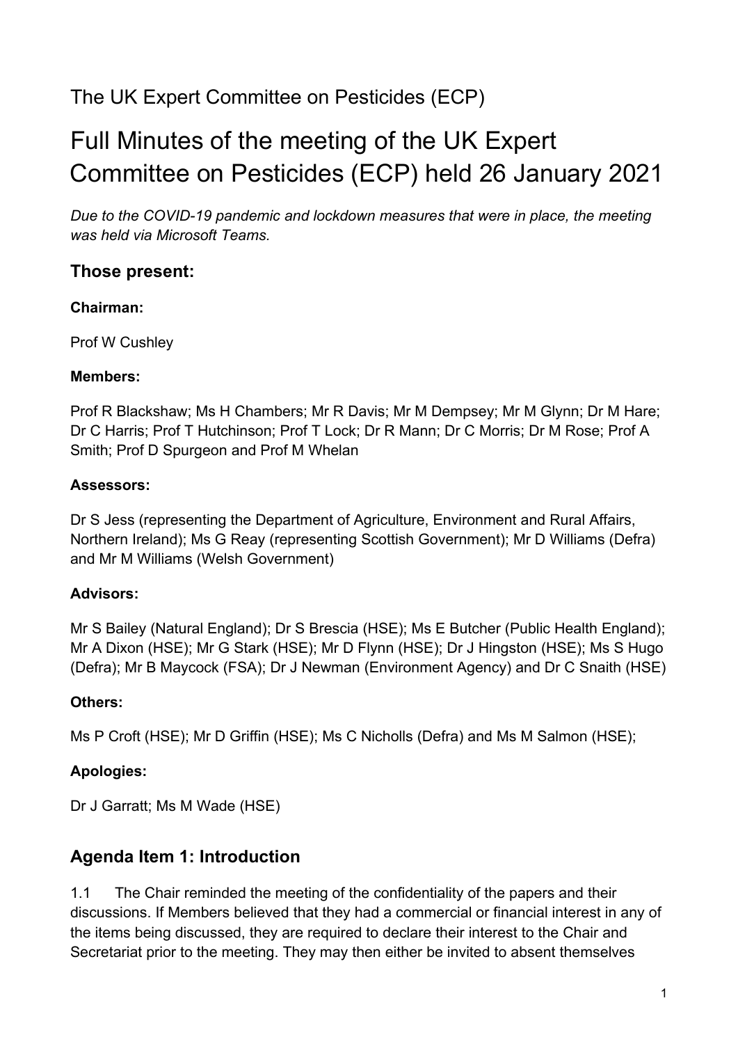The UK Expert Committee on Pesticides (ECP)

# Full Minutes of the meeting of the UK Expert Committee on Pesticides (ECP) held 26 January 2021

*Due to the COVID-19 pandemic and lockdown measures that were in place, the meeting was held via Microsoft Teams.*

## Those present:

**Chairman:**

Prof W Cushley

**Members:**

Prof R Blackshaw; Ms H Chambers; Mr R Davis; Mr M Dempsey; Mr M Glynn; Dr M Hare; Dr C Harris; Prof T Hutchinson; Prof T Lock; Dr R Mann; Dr C Morris; Dr M Rose; Prof A Smith; Prof D Spurgeon and Prof M Whelan

**Assessors:**

Dr S Jess (representing the Department of Agriculture, Environment and Rural Affairs, Northern Ireland); Ms G Reay (representing Scottish Government); Mr D Williams (Defra) and Mr M Williams (Welsh Government)

**Advisors:**

Mr S Bailey (Natural England); Dr S Brescia (HSE); Ms E Butcher (Public Health England); Mr A Dixon (HSE); Mr G Stark (HSE); Mr D Flynn (HSE); Dr J Hingston (HSE); Ms S Hugo (Defra); Mr B Maycock (FSA); Dr J Newman (Environment Agency) and Dr C Snaith (HSE)

**Others:**

Ms P Croft (HSE); Mr D Griffin (HSE); Ms C Nicholls (Defra) and Ms M Salmon (HSE);

**Apologies:**

Dr J Garratt; Ms M Wade (HSE)

## Agenda Item 1: Introduction

1.1 The Chair reminded the meeting of the confidentiality of the papers and their discussions. If Members believed that they had a commercial or financial interest in any of the items being discussed, they are required to declare their interest to the Chair and Secretariat prior to the meeting. They may then either be invited to absent themselves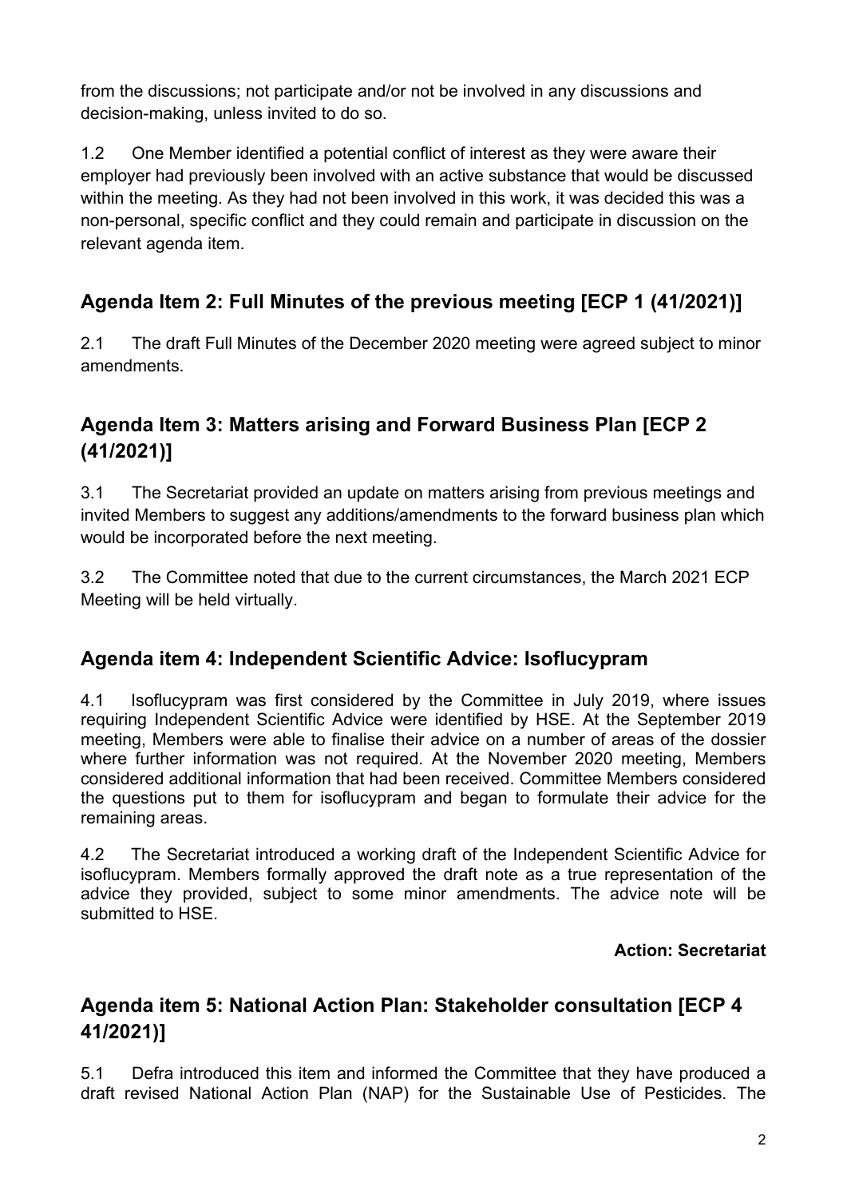from the discussions; not participate and/or not be involved in any discussions and decision-making, unless invited to do so.

1.2 One Member identified a potential conflict of interest as they were aware their employer had previously been involved with an active substance that would be discussed within the meeting. As they had not been involved in this work, it was decided this was a non-personal, specific conflict and they could remain and participate in discussion on the relevant agenda item.

## Agenda Item 2: Full Minutes of the previous meeting [ECP 1 (41/2021)]

2.1 The draft Full Minutes of the December 2020 meeting were agreed subject to minor amendments.

## Agenda Item 3: Matters arising and Forward Business Plan [ECP 2 (41/2021)]

3.1 The Secretariat provided an update on matters arising from previous meetings and invited Members to suggest any additions/amendments to the forward business plan which would be incorporated before the next meeting.

3.2 The Committee noted that due to the current circumstances, the March 2021 ECP Meeting will be held virtually.

## Agenda item 4: Independent Scientific Advice: Isoflucypram

4.1 Isoflucypram was first considered by the Committee in July 2019, where issues requiring Independent Scientific Advice were identified by HSE. At the September 2019 meeting, Members were able to finalise their advice on a number of areas of the dossier where further information was not required. At the November 2020 meeting, Members considered additional information that had been received. Committee Members considered the questions put to them for isoflucypram and began to formulate their advice for the remaining areas.

4.2 The Secretariat introduced a working draft of the Independent Scientific Advice for isoflucypram. Members formally approved the draft note as a true representation of the advice they provided, subject to some minor amendments. The advice note will be submitted to HSE.

**Action: Secretariat**

## Agenda item 5: National Action Plan: Stakeholder consultation [ECP 4 41/2021)]

5.1 Defra introduced this item and informed the Committee that they have produced a draft revised National Action Plan (NAP) for the Sustainable Use of Pesticides. The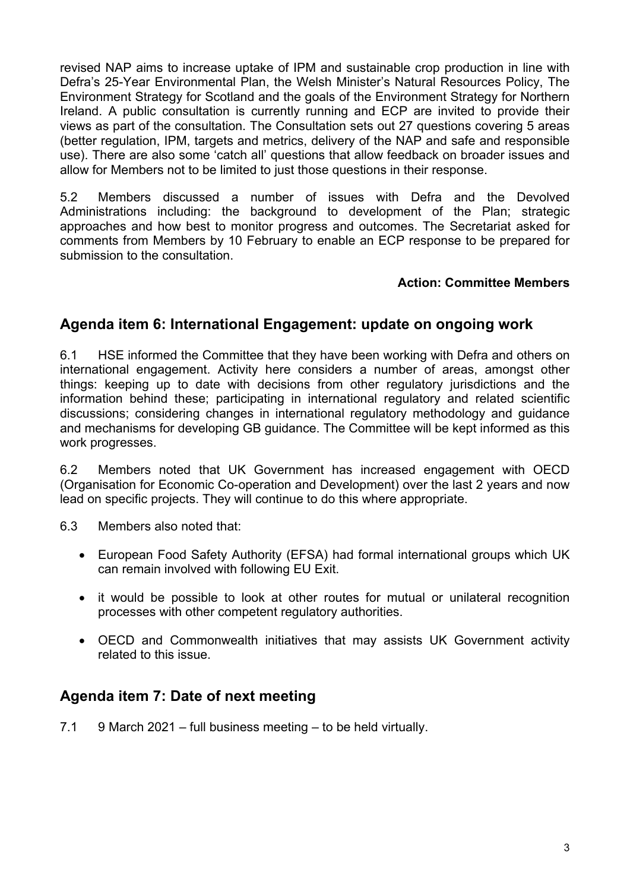revised NAP aims to increase uptake of IPM and sustainable crop production in line with Defra's 25-Year Environmental Plan, the Welsh Minister's Natural Resources Policy, The Environment Strategy for Scotland and the goals of the Environment Strategy for Northern Ireland. A public consultation is currently running and ECP are invited to provide their views as part of the consultation. The Consultation sets out 27 questions covering 5 areas (better regulation, IPM, targets and metrics, delivery of the NAP and safe and responsible use). There are also some 'catch all' questions that allow feedback on broader issues and allow for Members not to be limited to just those questions in their response.

5.2 Members discussed a number of issues with Defra and the Devolved Administrations including: the background to development of the Plan; strategic approaches and how best to monitor progress and outcomes. The Secretariat asked for comments from Members by 10 February to enable an ECP response to be prepared for submission to the consultation.

**Action: Committee Members**

## Agenda item 6: International Engagement: update on ongoing work

6.1 HSE informed the Committee that they have been working with Defra and others on international engagement. Activity here considers a number of areas, amongst other things: keeping up to date with decisions from other regulatory jurisdictions and the information behind these; participating in international regulatory and related scientific discussions; considering changes in international regulatory methodology and guidance and mechanisms for developing GB guidance. The Committee will be kept informed as this work progresses.

6.2 Members noted that UK Government has increased engagement with OECD (Organisation for Economic Co-operation and Development) over the last 2 years and now lead on specific projects. They will continue to do this where appropriate.

6.3 Members also noted that:

- European Food Safety Authority (EFSA) had formal international groups which UK can remain involved with following EU Exit.
- it would be possible to look at other routes for mutual or unilateral recognition processes with other competent regulatory authorities.
- OECD and Commonwealth initiatives that may assists UK Government activity related to this issue.

## Agenda item 7: Date of next meeting

7.1 9 March 2021 – full business meeting – to be held virtually.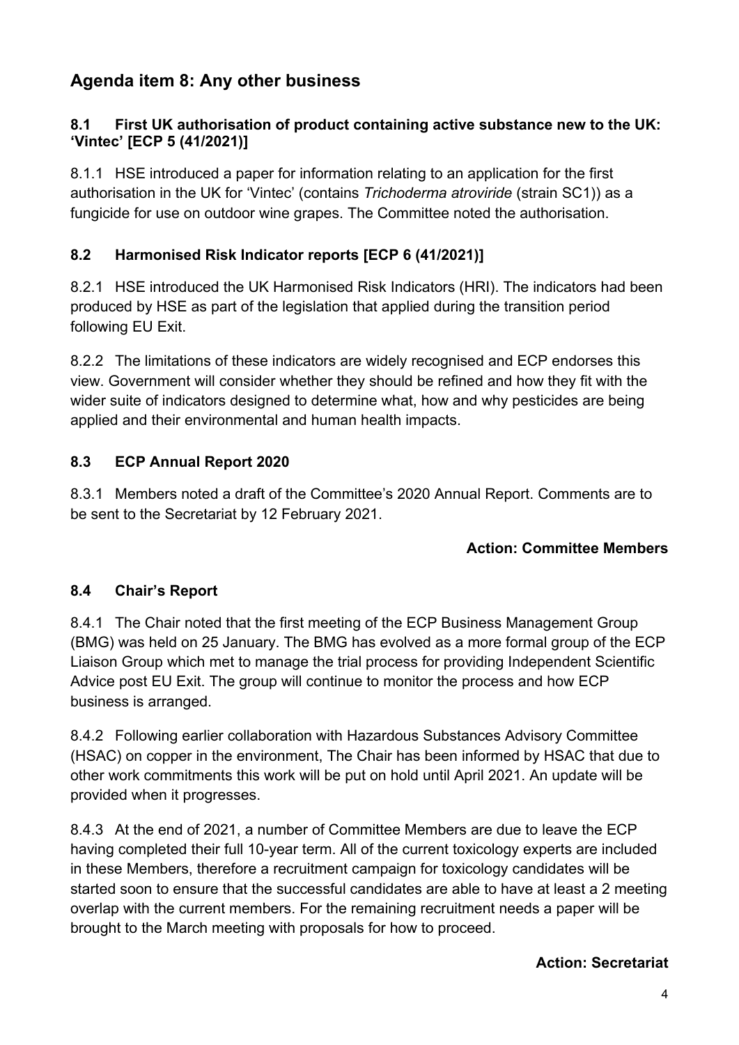## Agenda item 8: Any other business

### 8.1 First UK authorisation of product containing active substance new to the UK: 'Vintec' [ECP 5 (41/2021)]

8.1.1 HSE introduced a paper for information relating to an application for the first authorisation in the UK for 'Vintec' (contains *Trichoderma atroviride* (strain SC1)) as a fungicide for use on outdoor wine grapes. The Committee noted the authorisation.

### 8.2 Harmonised Risk Indicator reports [ECP 6 (41/2021)]

8.2.1 HSE introduced the UK Harmonised Risk Indicators (HRI). The indicators had been produced by HSE as part of the legislation that applied during the transition period following EU Exit.

8.2.2 The limitations of these indicators are widely recognised and ECP endorses this view. Government will consider whether they should be refined and how they fit with the wider suite of indicators designed to determine what, how and why pesticides are being applied and their environmental and human health impacts.

### 8.3 ECP Annual Report 2020

8.3.1 Members noted a draft of the Committee's 2020 Annual Report. Comments are to be sent to the Secretariat by 12 February 2021.

**Action: Committee Members**

### 8.4 Chair's Report

8.4.1 The Chair noted that the first meeting of the ECP Business Management Group (BMG) was held on 25 January. The BMG has evolved as a more formal group of the ECP Liaison Group which met to manage the trial process for providing Independent Scientific Advice post EU Exit. The group will continue to monitor the process and how ECP business is arranged.

8.4.2 Following earlier collaboration with Hazardous Substances Advisory Committee (HSAC) on copper in the environment, The Chair has been informed by HSAC that due to other work commitments this work will be put on hold until April 2021. An update will be provided when it progresses.

8.4.3 At the end of 2021, a number of Committee Members are due to leave the ECP having completed their full 10-year term. All of the current toxicology experts are included in these Members, therefore a recruitment campaign for toxicology candidates will be started soon to ensure that the successful candidates are able to have at least a 2 meeting overlap with the current members. For the remaining recruitment needs a paper will be brought to the March meeting with proposals for how to proceed.

**Action: Secretariat**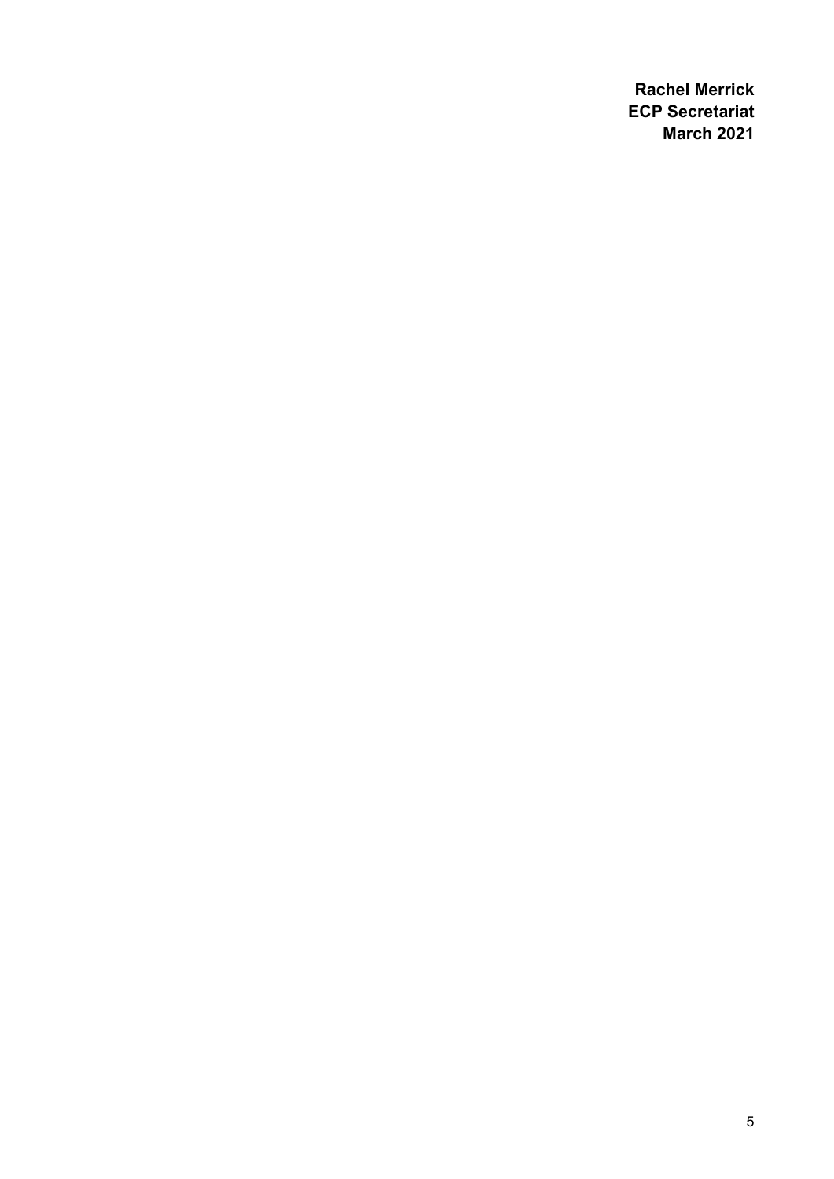**Rachel Merrick**
**ECP Secretariat**
**March 2021**